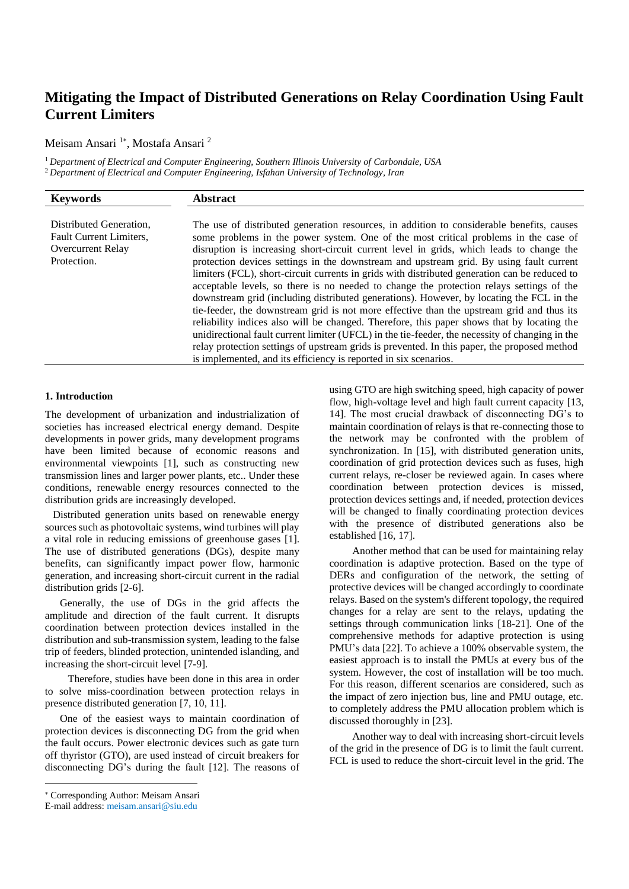# Mitigating the Impact of Distributed Generations on Relay Coordination Using Fault Current Limiters

Meisam Ansari [1*], Mostafa Ansari [2]

[1] *Department of Electrical and Computer Engineering, Southern Illinois University of Carbondale, USA*
[2] *Department of Electrical and Computer Engineering, Isfahan University of Technology, Iran*

| **Keywords** | **Abstract** |
|---|---|
| Distributed Generation, Fault Current Limiters, Overcurrent Relay Protection. | The use of distributed generation resources, in addition to considerable benefits, causes some problems in the power system. One of the most critical problems in the case of disruption is increasing short-circuit current level in grids, which leads to change the protection devices settings in the downstream and upstream grid. By using fault current limiters (FCL), short-circuit currents in grids with distributed generation can be reduced to acceptable levels, so there is no needed to change the protection relays settings of the downstream grid (including distributed generations). However, by locating the FCL in the tie-feeder, the downstream grid is not more effective than the upstream grid and thus its reliability indices also will be changed. Therefore, this paper shows that by locating the unidirectional fault current limiter (UFCL) in the tie-feeder, the necessity of changing in the relay protection settings of upstream grids is prevented. In this paper, the proposed method is implemented, and its efficiency is reported in six scenarios. |

## 1. Introduction

The development of urbanization and industrialization of societies has increased electrical energy demand. Despite developments in power grids, many development programs have been limited because of economic reasons and environmental viewpoints [1], such as constructing new transmission lines and larger power plants, etc.. Under these conditions, renewable energy resources connected to the distribution grids are increasingly developed.

Distributed generation units based on renewable energy sources such as photovoltaic systems, wind turbines will play a vital role in reducing emissions of greenhouse gases [1]. The use of distributed generations (DGs), despite many benefits, can significantly impact power flow, harmonic generation, and increasing short-circuit current in the radial distribution grids [2-6].

Generally, the use of DGs in the grid affects the amplitude and direction of the fault current. It disrupts coordination between protection devices installed in the distribution and sub-transmission system, leading to the false trip of feeders, blinded protection, unintended islanding, and increasing the short-circuit level [7-9].

Therefore, studies have been done in this area in order to solve miss-coordination between protection relays in presence distributed generation [7, 10, 11].

One of the easiest ways to maintain coordination of protection devices is disconnecting DG from the grid when the fault occurs. Power electronic devices such as gate turn off thyristor (GTO), are used instead of circuit breakers for disconnecting DG's during the fault [12]. The reasons of using GTO are high switching speed, high capacity of power flow, high-voltage level and high fault current capacity [13, 14]. The most crucial drawback of disconnecting DG's to maintain coordination of relays is that re-connecting those to the network may be confronted with the problem of synchronization. In [15], with distributed generation units, coordination of grid protection devices such as fuses, high current relays, re-closer be reviewed again. In cases where coordination between protection devices is missed, protection devices settings and, if needed, protection devices will be changed to finally coordinating protection devices with the presence of distributed generations also be established [16, 17].

Another method that can be used for maintaining relay coordination is adaptive protection. Based on the type of DERs and configuration of the network, the setting of protective devices will be changed accordingly to coordinate relays. Based on the system's different topology, the required changes for a relay are sent to the relays, updating the settings through communication links [18-21]. One of the comprehensive methods for adaptive protection is using PMU's data [22]. To achieve a 100% observable system, the easiest approach is to install the PMUs at every bus of the system. However, the cost of installation will be too much. For this reason, different scenarios are considered, such as the impact of zero injection bus, line and PMU outage, etc. to completely address the PMU allocation problem which is discussed thoroughly in [23].

Another way to deal with increasing short-circuit levels of the grid in the presence of DG is to limit the fault current. FCL is used to reduce the short-circuit level in the grid. The

* Corresponding Author: Meisam Ansari
E-mail address: meisam.ansari@siu.edu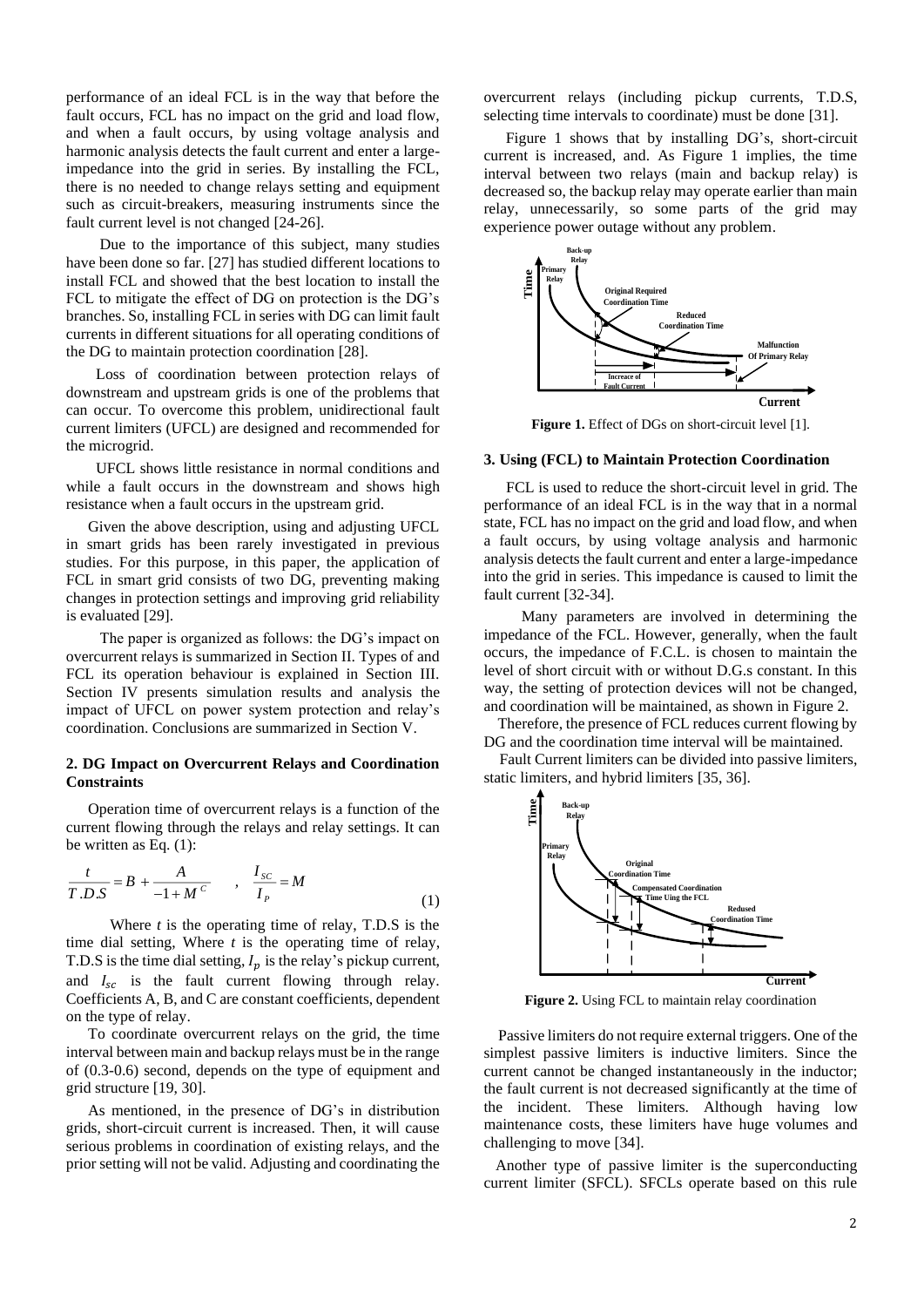performance of an ideal FCL is in the way that before the fault occurs, FCL has no impact on the grid and load flow, and when a fault occurs, by using voltage analysis and harmonic analysis detects the fault current and enter a large-impedance into the grid in series. By installing the FCL, there is no needed to change relays setting and equipment such as circuit-breakers, measuring instruments since the fault current level is not changed [24-26].

Due to the importance of this subject, many studies have been done so far. [27] has studied different locations to install FCL and showed that the best location to install the FCL to mitigate the effect of DG on protection is the DG's branches. So, installing FCL in series with DG can limit fault currents in different situations for all operating conditions of the DG to maintain protection coordination [28].

Loss of coordination between protection relays of downstream and upstream grids is one of the problems that can occur. To overcome this problem, unidirectional fault current limiters (UFCL) are designed and recommended for the microgrid.

UFCL shows little resistance in normal conditions and while a fault occurs in the downstream and shows high resistance when a fault occurs in the upstream grid.

Given the above description, using and adjusting UFCL in smart grids has been rarely investigated in previous studies. For this purpose, in this paper, the application of FCL in smart grid consists of two DG, preventing making changes in protection settings and improving grid reliability is evaluated [29].

The paper is organized as follows: the DG's impact on overcurrent relays is summarized in Section II. Types of and FCL its operation behaviour is explained in Section III. Section IV presents simulation results and analysis the impact of UFCL on power system protection and relay's coordination. Conclusions are summarized in Section V.

## 2. DG Impact on Overcurrent Relays and Coordination Constraints

Operation time of overcurrent relays is a function of the current flowing through the relays and relay settings. It can be written as Eq. (1):

$$\frac{t}{T.D.S} = B + \frac{A}{-1 + M^{C}} \quad , \quad \frac{I_{SC}}{I_{P}} = M \tag{1}$$

Where $t$ is the operating time of relay, T.D.S is the time dial setting, Where $t$ is the operating time of relay, T.D.S is the time dial setting, $I_p$ is the relay's pickup current, and $I_{sc}$ is the fault current flowing through relay. Coefficients A, B, and C are constant coefficients, dependent on the type of relay.

To coordinate overcurrent relays on the grid, the time interval between main and backup relays must be in the range of (0.3-0.6) second, depends on the type of equipment and grid structure [19, 30].

As mentioned, in the presence of DG's in distribution grids, short-circuit current is increased. Then, it will cause serious problems in coordination of existing relays, and the prior setting will not be valid. Adjusting and coordinating the overcurrent relays (including pickup currents, T.D.S, selecting time intervals to coordinate) must be done [31].

Figure 1 shows that by installing DG's, short-circuit current is increased, and. As Figure 1 implies, the time interval between two relays (main and backup relay) is decreased so, the backup relay may operate earlier than main relay, unnecessarily, so some parts of the grid may experience power outage without any problem.

**Figure 1.** Effect of DGs on short-circuit level [1].

## 3. Using (FCL) to Maintain Protection Coordination

FCL is used to reduce the short-circuit level in grid. The performance of an ideal FCL is in the way that in a normal state, FCL has no impact on the grid and load flow, and when a fault occurs, by using voltage analysis and harmonic analysis detects the fault current and enter a large-impedance into the grid in series. This impedance is caused to limit the fault current [32-34].

Many parameters are involved in determining the impedance of the FCL. However, generally, when the fault occurs, the impedance of F.C.L. is chosen to maintain the level of short circuit with or without D.G.s constant. In this way, the setting of protection devices will not be changed, and coordination will be maintained, as shown in Figure 2.

Therefore, the presence of FCL reduces current flowing by DG and the coordination time interval will be maintained.

Fault Current limiters can be divided into passive limiters, static limiters, and hybrid limiters [35, 36].

**Figure 2.** Using FCL to maintain relay coordination

Passive limiters do not require external triggers. One of the simplest passive limiters is inductive limiters. Since the current cannot be changed instantaneously in the inductor; the fault current is not decreased significantly at the time of the incident. These limiters. Although having low maintenance costs, these limiters have huge volumes and challenging to move [34].

Another type of passive limiter is the superconducting current limiter (SFCL). SFCLs operate based on this rule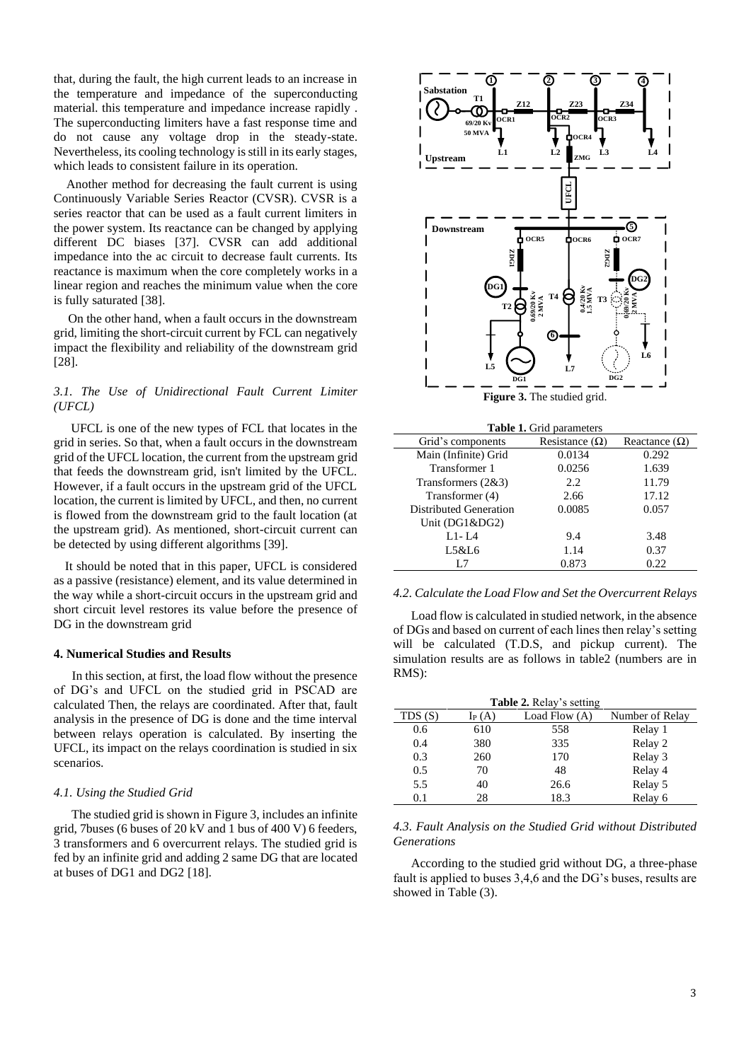that, during the fault, the high current leads to an increase in the temperature and impedance of the superconducting material. this temperature and impedance increase rapidly . The superconducting limiters have a fast response time and do not cause any voltage drop in the steady-state. Nevertheless, its cooling technology is still in its early stages, which leads to consistent failure in its operation.

Another method for decreasing the fault current is using Continuously Variable Series Reactor (CVSR). CVSR is a series reactor that can be used as a fault current limiters in the power system. Its reactance can be changed by applying different DC biases [37]. CVSR can add additional impedance into the ac circuit to decrease fault currents. Its reactance is maximum when the core completely works in a linear region and reaches the minimum value when the core is fully saturated [38].

On the other hand, when a fault occurs in the downstream grid, limiting the short-circuit current by FCL can negatively impact the flexibility and reliability of the downstream grid [28].

### *3.1. The Use of Unidirectional Fault Current Limiter (UFCL)*

UFCL is one of the new types of FCL that locates in the grid in series. So that, when a fault occurs in the downstream grid of the UFCL location, the current from the upstream grid that feeds the downstream grid, isn't limited by the UFCL. However, if a fault occurs in the upstream grid of the UFCL location, the current is limited by UFCL, and then, no current is flowed from the downstream grid to the fault location (at the upstream grid). As mentioned, short-circuit current can be detected by using different algorithms [39].

It should be noted that in this paper, UFCL is considered as a passive (resistance) element, and its value determined in the way while a short-circuit occurs in the upstream grid and short circuit level restores its value before the presence of DG in the downstream grid

## 4. Numerical Studies and Results

In this section, at first, the load flow without the presence of DG's and UFCL on the studied grid in PSCAD are calculated Then, the relays are coordinated. After that, fault analysis in the presence of DG is done and the time interval between relays operation is calculated. By inserting the UFCL, its impact on the relays coordination is studied in six scenarios.

### *4.1. Using the Studied Grid*

The studied grid is shown in Figure 3, includes an infinite grid, 7buses (6 buses of 20 kV and 1 bus of 400 V) 6 feeders, 3 transformers and 6 overcurrent relays. The studied grid is fed by an infinite grid and adding 2 same DG that are located at buses of DG1 and DG2 [18].

**Figure 3.** The studied grid.

**Table 1.** Grid parameters

| Grid's components | Resistance (Ω) | Reactance (Ω) |
|---|---|---|
| Main (Infinite) Grid | 0.0134 | 0.292 |
| Transformer 1 | 0.0256 | 1.639 |
| Transformers (2&3) | 2.2 | 11.79 |
| Transformer (4) | 2.66 | 17.12 |
| Distributed Generation Unit (DG1&DG2) | 0.0085 | 0.057 |
| L1- L4 | 9.4 | 3.48 |
| L5&L6 | 1.14 | 0.37 |
| L7 | 0.873 | 0.22 |

### *4.2. Calculate the Load Flow and Set the Overcurrent Relays*

Load flow is calculated in studied network, in the absence of DGs and based on current of each lines then relay's setting will be calculated (T.D.S, and pickup current). The simulation results are as follows in table2 (numbers are in RMS):

**Table 2.** Relay's setting

| TDS (S) | $I_P$ (A) | Load Flow (A) | Number of Relay |
|---|---|---|---|
| 0.6 | 610 | 558 | Relay 1 |
| 0.4 | 380 | 335 | Relay 2 |
| 0.3 | 260 | 170 | Relay 3 |
| 0.5 | 70 | 48 | Relay 4 |
| 5.5 | 40 | 26.6 | Relay 5 |
| 0.1 | 28 | 18.3 | Relay 6 |

### *4.3. Fault Analysis on the Studied Grid without Distributed Generations*

According to the studied grid without DG, a three-phase fault is applied to buses 3,4,6 and the DG's buses, results are showed in Table (3).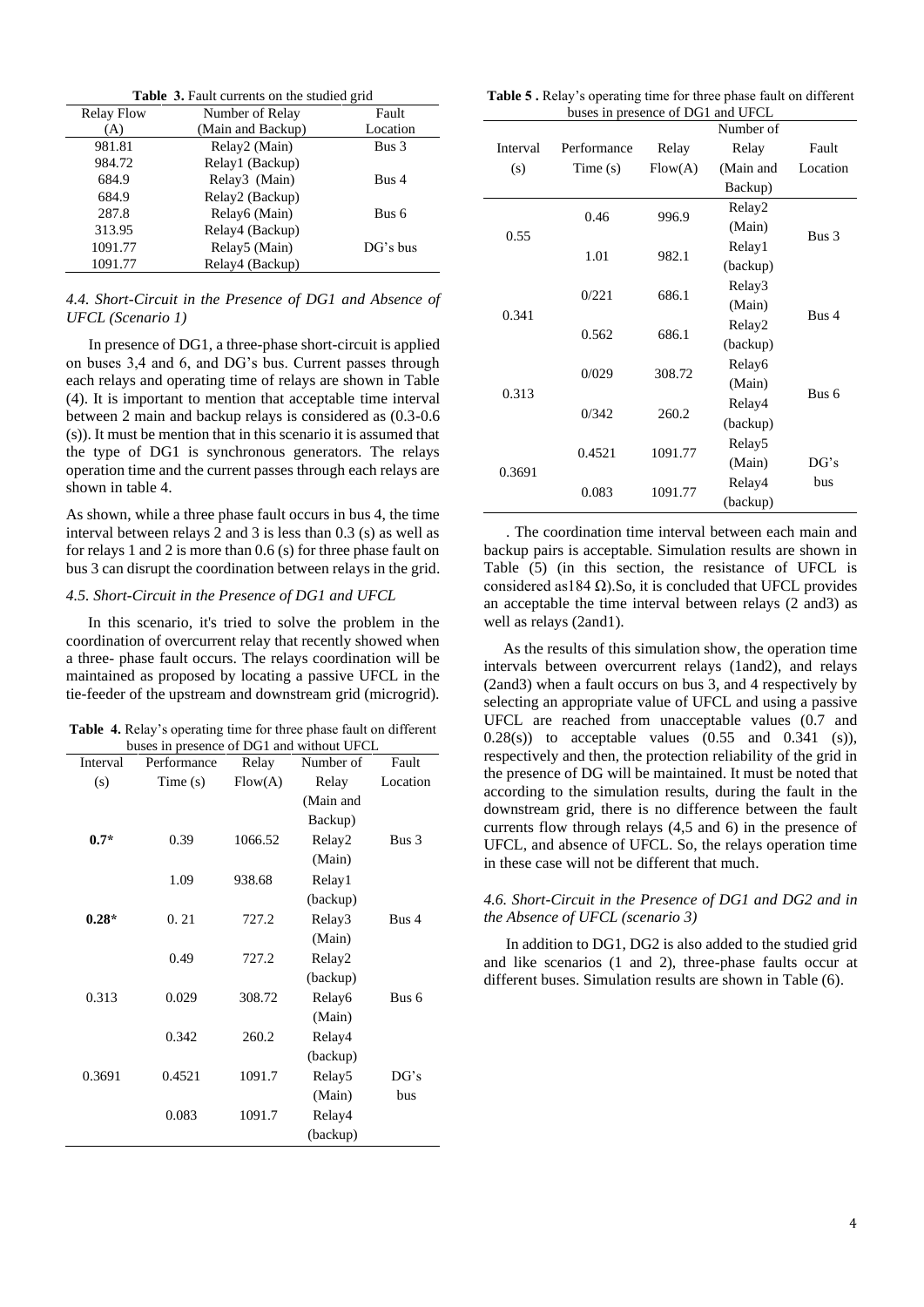**Table 3.** Fault currents on the studied grid

| Relay Flow (A) | Number of Relay (Main and Backup) | Fault Location |
|---|---|---|
| 981.81 | Relay2 (Main) | Bus 3 |
| 984.72 | Relay1 (Backup) | |
| 684.9 | Relay3 (Main) | Bus 4 |
| 684.9 | Relay2 (Backup) | |
| 287.8 | Relay6 (Main) | Bus 6 |
| 313.95 | Relay4 (Backup) | |
| 1091.77 | Relay5 (Main) | DG's bus |
| 1091.77 | Relay4 (Backup) | |

### *4.4. Short-Circuit in the Presence of DG1 and Absence of UFCL (Scenario 1)*

In presence of DG1, a three-phase short-circuit is applied on buses 3,4 and 6, and DG's bus. Current passes through each relays and operating time of relays are shown in Table (4). It is important to mention that acceptable time interval between 2 main and backup relays is considered as (0.3-0.6 (s)). It must be mention that in this scenario it is assumed that the type of DG1 is synchronous generators. The relays operation time and the current passes through each relays are shown in table 4.

As shown, while a three phase fault occurs in bus 4, the time interval between relays 2 and 3 is less than 0.3 (s) as well as for relays 1 and 2 is more than 0.6 (s) for three phase fault on bus 3 can disrupt the coordination between relays in the grid.

### *4.5. Short-Circuit in the Presence of DG1 and UFCL*

In this scenario, it's tried to solve the problem in the coordination of overcurrent relay that recently showed when a three- phase fault occurs. The relays coordination will be maintained as proposed by locating a passive UFCL in the tie-feeder of the upstream and downstream grid (microgrid).

**Table 4.** Relay's operating time for three phase fault on different buses in presence of DG1 and without UFCL

| Interval (s) | Performance Time (s) | Relay Flow(A) | Number of Relay (Main and Backup) | Fault Location |
|---|---|---|---|---|
| **0.7*** | 0.39 | 1066.52 | Relay2 (Main) | Bus 3 |
| | 1.09 | 938.68 | Relay1 (backup) | |
| **0.28*** | 0. 21 | 727.2 | Relay3 (Main) | Bus 4 |
| | 0.49 | 727.2 | Relay2 (backup) | |
| 0.313 | 0.029 | 308.72 | Relay6 (Main) | Bus 6 |
| | 0.342 | 260.2 | Relay4 (backup) | |
| 0.3691 | 0.4521 | 1091.7 | Relay5 (Main) | DG's bus |
| | 0.083 | 1091.7 | Relay4 (backup) | |

**Table 5 .** Relay's operating time for three phase fault on different buses in presence of DG1 and UFCL

| Interval (s) | Performance Time (s) | Relay Flow(A) | Number of Relay (Main and Backup) | Fault Location |
|---|---|---|---|---|
| 0.55 | 0.46 | 996.9 | Relay2 (Main) | Bus 3 |
| | 1.01 | 982.1 | Relay1 (backup) | |
| 0.341 | 0/221 | 686.1 | Relay3 (Main) | Bus 4 |
| | 0.562 | 686.1 | Relay2 (backup) | |
| 0.313 | 0/029 | 308.72 | Relay6 (Main) | Bus 6 |
| | 0/342 | 260.2 | Relay4 (backup) | |
| 0.3691 | 0.4521 | 1091.77 | Relay5 (Main) | DG's bus |
| | 0.083 | 1091.77 | Relay4 (backup) | |

. The coordination time interval between each main and backup pairs is acceptable. Simulation results are shown in Table (5) (in this section, the resistance of UFCL is considered as184 Ω).So, it is concluded that UFCL provides an acceptable the time interval between relays (2 and3) as well as relays (2and1).

As the results of this simulation show, the operation time intervals between overcurrent relays (1and2), and relays (2and3) when a fault occurs on bus 3, and 4 respectively by selecting an appropriate value of UFCL and using a passive UFCL are reached from unacceptable values (0.7 and 0.28(s)) to acceptable values (0.55 and 0.341 (s)), respectively and then, the protection reliability of the grid in the presence of DG will be maintained. It must be noted that according to the simulation results, during the fault in the downstream grid, there is no difference between the fault currents flow through relays (4,5 and 6) in the presence of UFCL, and absence of UFCL. So, the relays operation time in these case will not be different that much.

### *4.6. Short-Circuit in the Presence of DG1 and DG2 and in the Absence of UFCL (scenario 3)*

In addition to DG1, DG2 is also added to the studied grid and like scenarios (1 and 2), three-phase faults occur at different buses. Simulation results are shown in Table (6).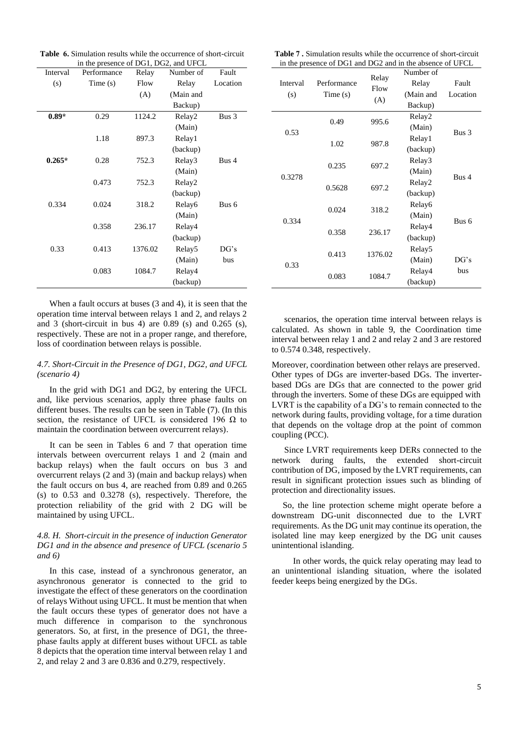**Table 6.** Simulation results while the occurrence of short-circuit in the presence of DG1, DG2, and UFCL

| Interval (s) | Performance Time (s) | Relay Flow (A) | Number of Relay (Main and Backup) | Fault Location |
|---|---|---|---|---|
| **0.89*** | 0.29 | 1124.2 | Relay2 (Main) | Bus 3 |
| | 1.18 | 897.3 | Relay1 (backup) | |
| **0.265*** | 0.28 | 752.3 | Relay3 (Main) | Bus 4 |
| | 0.473 | 752.3 | Relay2 (backup) | |
| 0.334 | 0.024 | 318.2 | Relay6 (Main) | Bus 6 |
| | 0.358 | 236.17 | Relay4 (backup) | |
| 0.33 | 0.413 | 1376.02 | Relay5 (Main) | DG's bus |
| | 0.083 | 1084.7 | Relay4 (backup) | |

When a fault occurs at buses (3 and 4), it is seen that the operation time interval between relays 1 and 2, and relays 2 and 3 (short-circuit in bus 4) are 0.89 (s) and 0.265 (s), respectively. These are not in a proper range, and therefore, loss of coordination between relays is possible.

### *4.7. Short-Circuit in the Presence of DG1, DG2, and UFCL (scenario 4)*

In the grid with DG1 and DG2, by entering the UFCL and, like pervious scenarios, apply three phase faults on different buses. The results can be seen in Table (7). (In this section, the resistance of UFCL is considered 196 Ω to maintain the coordination between overcurrent relays).

It can be seen in Tables 6 and 7 that operation time intervals between overcurrent relays 1 and 2 (main and backup relays) when the fault occurs on bus 3 and overcurrent relays (2 and 3) (main and backup relays) when the fault occurs on bus 4, are reached from 0.89 and 0.265 (s) to 0.53 and 0.3278 (s), respectively. Therefore, the protection reliability of the grid with 2 DG will be maintained by using UFCL.

### *4.8. H. Short-circuit in the presence of induction Generator DG1 and in the absence and presence of UFCL (scenario 5 and 6)*

In this case, instead of a synchronous generator, an asynchronous generator is connected to the grid to investigate the effect of these generators on the coordination of relays Without using UFCL. It must be mention that when the fault occurs these types of generator does not have a much difference in comparison to the synchronous generators. So, at first, in the presence of DG1, the three-phase faults apply at different buses without UFCL as table 8 depicts that the operation time interval between relay 1 and 2, and relay 2 and 3 are 0.836 and 0.279, respectively.

**Table 7 .** Simulation results while the occurrence of short-circuit in the presence of DG1 and DG2 and in the absence of UFCL

| Interval (s) | Performance Time (s) | Relay Flow (A) | Number of Relay (Main and Backup) | Fault Location |
|---|---|---|---|---|
| 0.53 | 0.49 | 995.6 | Relay2 (Main) | Bus 3 |
| | 1.02 | 987.8 | Relay1 (backup) | |
| 0.3278 | 0.235 | 697.2 | Relay3 (Main) | Bus 4 |
| | 0.5628 | 697.2 | Relay2 (backup) | |
| 0.334 | 0.024 | 318.2 | Relay6 (Main) | Bus 6 |
| | 0.358 | 236.17 | Relay4 (backup) | |
| 0.33 | 0.413 | 1376.02 | Relay5 (Main) | DG's bus |
| | 0.083 | 1084.7 | Relay4 (backup) | |

scenarios, the operation time interval between relays is calculated. As shown in table 9, the Coordination time interval between relay 1 and 2 and relay 2 and 3 are restored to 0.574 0.348, respectively.

Moreover, coordination between other relays are preserved. Other types of DGs are inverter-based DGs. The inverter-based DGs are DGs that are connected to the power grid through the inverters. Some of these DGs are equipped with LVRT is the capability of a DG's to remain connected to the network during faults, providing voltage, for a time duration that depends on the voltage drop at the point of common coupling (PCC).

Since LVRT requirements keep DERs connected to the network during faults, the extended short-circuit contribution of DG, imposed by the LVRT requirements, can result in significant protection issues such as blinding of protection and directionality issues.

So, the line protection scheme might operate before a downstream DG-unit disconnected due to the LVRT requirements. As the DG unit may continue its operation, the isolated line may keep energized by the DG unit causes unintentional islanding.

In other words, the quick relay operating may lead to an unintentional islanding situation, where the isolated feeder keeps being energized by the DGs.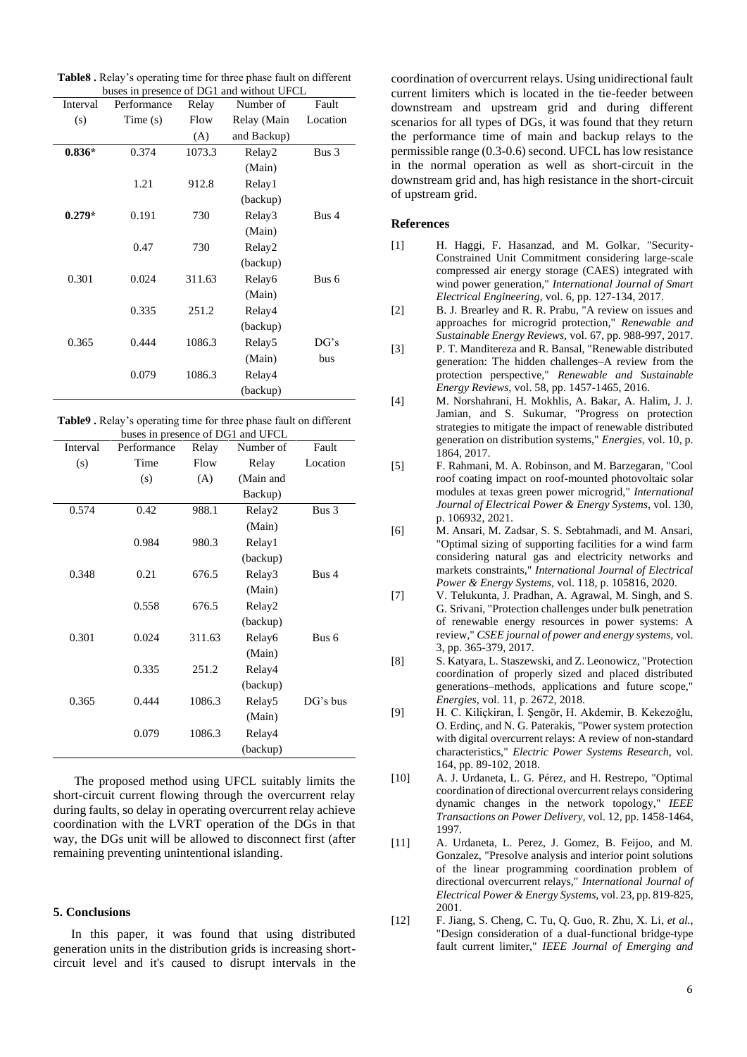**Table8 .** Relay's operating time for three phase fault on different buses in presence of DG1 and without UFCL

| Interval (s) | Performance Time (s) | Relay Flow (A) | Number of Relay (Main and Backup) | Fault Location |
|---|---|---|---|---|
| **0.836*** | 0.374 | 1073.3 | Relay2 (Main) | Bus 3 |
| | 1.21 | 912.8 | Relay1 (backup) | |
| **0.279*** | 0.191 | 730 | Relay3 (Main) | Bus 4 |
| | 0.47 | 730 | Relay2 (backup) | |
| 0.301 | 0.024 | 311.63 | Relay6 (Main) | Bus 6 |
| | 0.335 | 251.2 | Relay4 (backup) | |
| 0.365 | 0.444 | 1086.3 | Relay5 (Main) | DG's bus |
| | 0.079 | 1086.3 | Relay4 (backup) | |

**Table9 .** Relay's operating time for three phase fault on different buses in presence of DG1 and UFCL

| Interval (s) | Performance Time (s) | Relay Flow (A) | Number of Relay (Main and Backup) | Fault Location |
|---|---|---|---|---|
| 0.574 | 0.42 | 988.1 | Relay2 (Main) | Bus 3 |
| | 0.984 | 980.3 | Relay1 (backup) | |
| 0.348 | 0.21 | 676.5 | Relay3 (Main) | Bus 4 |
| | 0.558 | 676.5 | Relay2 (backup) | |
| 0.301 | 0.024 | 311.63 | Relay6 (Main) | Bus 6 |
| | 0.335 | 251.2 | Relay4 (backup) | |
| 0.365 | 0.444 | 1086.3 | Relay5 (Main) | DG's bus |
| | 0.079 | 1086.3 | Relay4 (backup) | |

The proposed method using UFCL suitably limits the short-circuit current flowing through the overcurrent relay during faults, so delay in operating overcurrent relay achieve coordination with the LVRT operation of the DGs in that way, the DGs unit will be allowed to disconnect first (after remaining preventing unintentional islanding.

## 5. Conclusions

In this paper, it was found that using distributed generation units in the distribution grids is increasing short-circuit level and it's caused to disrupt intervals in the coordination of overcurrent relays. Using unidirectional fault current limiters which is located in the tie-feeder between downstream and upstream grid and during different scenarios for all types of DGs, it was found that they return the performance time of main and backup relays to the permissible range (0.3-0.6) second. UFCL has low resistance in the normal operation as well as short-circuit in the downstream grid and, has high resistance in the short-circuit of upstream grid.

## References

[1] H. Haggi, F. Hasanzad, and M. Golkar, "Security-Constrained Unit Commitment considering large-scale compressed air energy storage (CAES) integrated with wind power generation," *International Journal of Smart Electrical Engineering,* vol. 6, pp. 127-134, 2017.

[2] B. J. Brearley and R. R. Prabu, "A review on issues and approaches for microgrid protection," *Renewable and Sustainable Energy Reviews,* vol. 67, pp. 988-997, 2017.

[3] P. T. Manditereza and R. Bansal, "Renewable distributed generation: The hidden challenges–A review from the protection perspective," *Renewable and Sustainable Energy Reviews,* vol. 58, pp. 1457-1465, 2016.

[4] M. Norshahrani, H. Mokhlis, A. Bakar, A. Halim, J. J. Jamian, and S. Sukumar, "Progress on protection strategies to mitigate the impact of renewable distributed generation on distribution systems," *Energies,* vol. 10, p. 1864, 2017.

[5] F. Rahmani, M. A. Robinson, and M. Barzegaran, "Cool roof coating impact on roof-mounted photovoltaic solar modules at texas green power microgrid," *International Journal of Electrical Power & Energy Systems,* vol. 130, p. 106932, 2021.

[6] M. Ansari, M. Zadsar, S. S. Sebtahmadi, and M. Ansari, "Optimal sizing of supporting facilities for a wind farm considering natural gas and electricity networks and markets constraints," *International Journal of Electrical Power & Energy Systems,* vol. 118, p. 105816, 2020.

[7] V. Telukunta, J. Pradhan, A. Agrawal, M. Singh, and S. G. Srivani, "Protection challenges under bulk penetration of renewable energy resources in power systems: A review," *CSEE journal of power and energy systems,* vol. 3, pp. 365-379, 2017.

[8] S. Katyara, L. Staszewski, and Z. Leonowicz, "Protection coordination of properly sized and placed distributed generations–methods, applications and future scope," *Energies,* vol. 11, p. 2672, 2018.

[9] H. C. Kiliçkiran, İ. Şengör, H. Akdemir, B. Kekezoğlu, O. Erdinç, and N. G. Paterakis, "Power system protection with digital overcurrent relays: A review of non-standard characteristics," *Electric Power Systems Research,* vol. 164, pp. 89-102, 2018.

[10] A. J. Urdaneta, L. G. Pérez, and H. Restrepo, "Optimal coordination of directional overcurrent relays considering dynamic changes in the network topology," *IEEE Transactions on Power Delivery,* vol. 12, pp. 1458-1464, 1997.

[11] A. Urdaneta, L. Perez, J. Gomez, B. Feijoo, and M. Gonzalez, "Presolve analysis and interior point solutions of the linear programming coordination problem of directional overcurrent relays," *International Journal of Electrical Power & Energy Systems,* vol. 23, pp. 819-825, 2001.

[12] F. Jiang, S. Cheng, C. Tu, Q. Guo, R. Zhu, X. Li, *et al.*, "Design consideration of a dual-functional bridge-type fault current limiter," *IEEE Journal of Emerging and*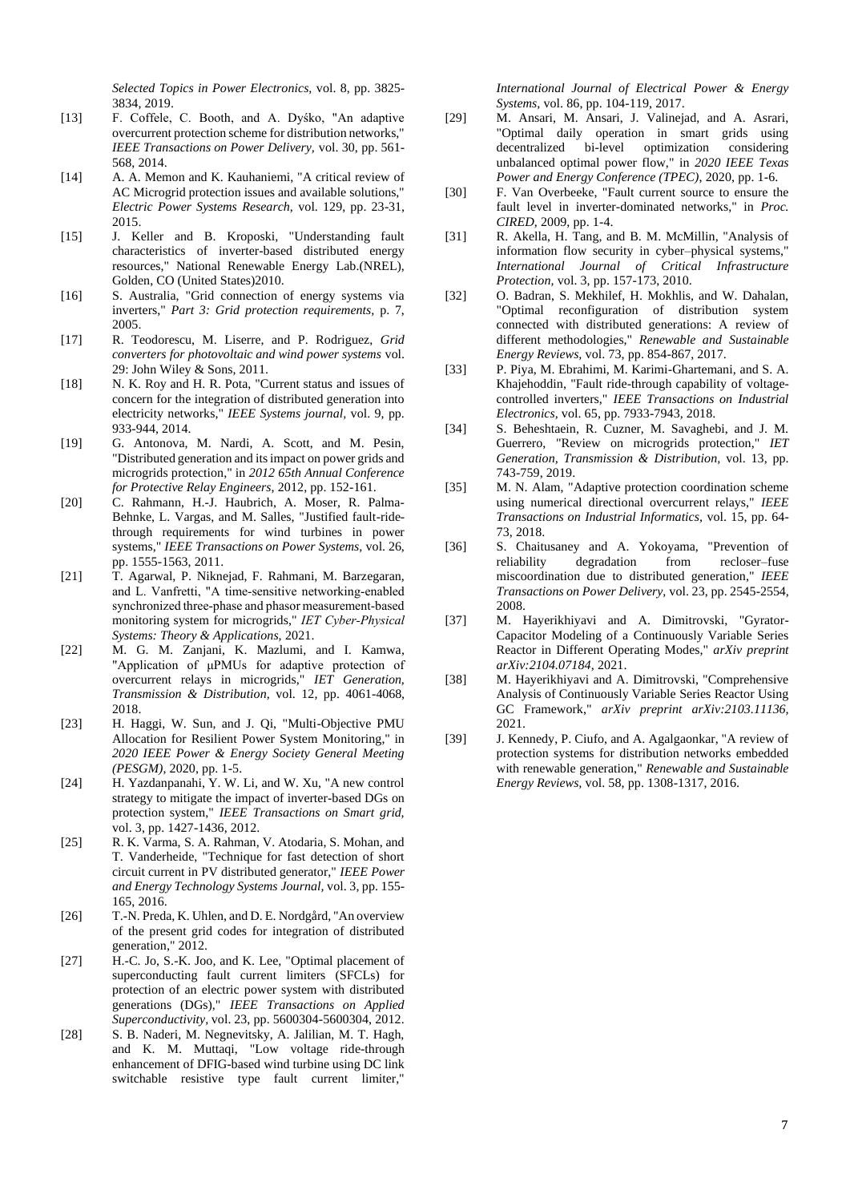*Selected Topics in Power Electronics,* vol. 8, pp. 3825-3834, 2019.

[13] F. Coffele, C. Booth, and A. Dyśko, "An adaptive overcurrent protection scheme for distribution networks," *IEEE Transactions on Power Delivery,* vol. 30, pp. 561-568, 2014.

[14] A. A. Memon and K. Kauhaniemi, "A critical review of AC Microgrid protection issues and available solutions," *Electric Power Systems Research,* vol. 129, pp. 23-31, 2015.

[15] J. Keller and B. Kroposki, "Understanding fault characteristics of inverter-based distributed energy resources," National Renewable Energy Lab.(NREL), Golden, CO (United States)2010.

[16] S. Australia, "Grid connection of energy systems via inverters," *Part 3: Grid protection requirements,* p. 7, 2005.

[17] R. Teodorescu, M. Liserre, and P. Rodriguez, *Grid converters for photovoltaic and wind power systems* vol. 29: John Wiley & Sons, 2011.

[18] N. K. Roy and H. R. Pota, "Current status and issues of concern for the integration of distributed generation into electricity networks," *IEEE Systems journal,* vol. 9, pp. 933-944, 2014.

[19] G. Antonova, M. Nardi, A. Scott, and M. Pesin, "Distributed generation and its impact on power grids and microgrids protection," in *2012 65th Annual Conference for Protective Relay Engineers,* 2012, pp. 152-161.

[20] C. Rahmann, H.-J. Haubrich, A. Moser, R. Palma-Behnke, L. Vargas, and M. Salles, "Justified fault-ride-through requirements for wind turbines in power systems," *IEEE Transactions on Power Systems,* vol. 26, pp. 1555-1563, 2011.

[21] T. Agarwal, P. Niknejad, F. Rahmani, M. Barzegaran, and L. Vanfretti, "A time-sensitive networking-enabled synchronized three-phase and phasor measurement-based monitoring system for microgrids," *IET Cyber-Physical Systems: Theory & Applications,* 2021.

[22] M. G. M. Zanjani, K. Mazlumi, and I. Kamwa, "Application of μPMUs for adaptive protection of overcurrent relays in microgrids," *IET Generation, Transmission & Distribution,* vol. 12, pp. 4061-4068, 2018.

[23] H. Haggi, W. Sun, and J. Qi, "Multi-Objective PMU Allocation for Resilient Power System Monitoring," in *2020 IEEE Power & Energy Society General Meeting (PESGM),* 2020, pp. 1-5.

[24] H. Yazdanpanahi, Y. W. Li, and W. Xu, "A new control strategy to mitigate the impact of inverter-based DGs on protection system," *IEEE Transactions on Smart grid,* vol. 3, pp. 1427-1436, 2012.

[25] R. K. Varma, S. A. Rahman, V. Atodaria, S. Mohan, and T. Vanderheide, "Technique for fast detection of short circuit current in PV distributed generator," *IEEE Power and Energy Technology Systems Journal,* vol. 3, pp. 155-165, 2016.

[26] T.-N. Preda, K. Uhlen, and D. E. Nordgård, "An overview of the present grid codes for integration of distributed generation," 2012.

[27] H.-C. Jo, S.-K. Joo, and K. Lee, "Optimal placement of superconducting fault current limiters (SFCLs) for protection of an electric power system with distributed generations (DGs)," *IEEE Transactions on Applied Superconductivity,* vol. 23, pp. 5600304-5600304, 2012.

[28] S. B. Naderi, M. Negnevitsky, A. Jalilian, M. T. Hagh, and K. M. Muttaqi, "Low voltage ride-through enhancement of DFIG-based wind turbine using DC link switchable resistive type fault current limiter," *International Journal of Electrical Power & Energy Systems,* vol. 86, pp. 104-119, 2017.

[29] M. Ansari, M. Ansari, J. Valinejad, and A. Asrari, "Optimal daily operation in smart grids using decentralized bi-level optimization considering unbalanced optimal power flow," in *2020 IEEE Texas Power and Energy Conference (TPEC),* 2020, pp. 1-6.

[30] F. Van Overbeeke, "Fault current source to ensure the fault level in inverter-dominated networks," in *Proc. CIRED,* 2009, pp. 1-4.

[31] R. Akella, H. Tang, and B. M. McMillin, "Analysis of information flow security in cyber–physical systems," *International Journal of Critical Infrastructure Protection,* vol. 3, pp. 157-173, 2010.

[32] O. Badran, S. Mekhilef, H. Mokhlis, and W. Dahalan, "Optimal reconfiguration of distribution system connected with distributed generations: A review of different methodologies," *Renewable and Sustainable Energy Reviews,* vol. 73, pp. 854-867, 2017.

[33] P. Piya, M. Ebrahimi, M. Karimi-Ghartemani, and S. A. Khajehoddin, "Fault ride-through capability of voltage-controlled inverters," *IEEE Transactions on Industrial Electronics,* vol. 65, pp. 7933-7943, 2018.

[34] S. Beheshtaein, R. Cuzner, M. Savaghebi, and J. M. Guerrero, "Review on microgrids protection," *IET Generation, Transmission & Distribution,* vol. 13, pp. 743-759, 2019.

[35] M. N. Alam, "Adaptive protection coordination scheme using numerical directional overcurrent relays," *IEEE Transactions on Industrial Informatics,* vol. 15, pp. 64-73, 2018.

[36] S. Chaitusaney and A. Yokoyama, "Prevention of reliability degradation from recloser–fuse miscoordination due to distributed generation," *IEEE Transactions on Power Delivery,* vol. 23, pp. 2545-2554, 2008.

[37] M. Hayerikhiyavi and A. Dimitrovski, "Gyrator-Capacitor Modeling of a Continuously Variable Series Reactor in Different Operating Modes," *arXiv preprint arXiv:2104.07184,* 2021.

[38] M. Hayerikhiyavi and A. Dimitrovski, "Comprehensive Analysis of Continuously Variable Series Reactor Using GC Framework," *arXiv preprint arXiv:2103.11136,* 2021.

[39] J. Kennedy, P. Ciufo, and A. Agalgaonkar, "A review of protection systems for distribution networks embedded with renewable generation," *Renewable and Sustainable Energy Reviews,* vol. 58, pp. 1308-1317, 2016.